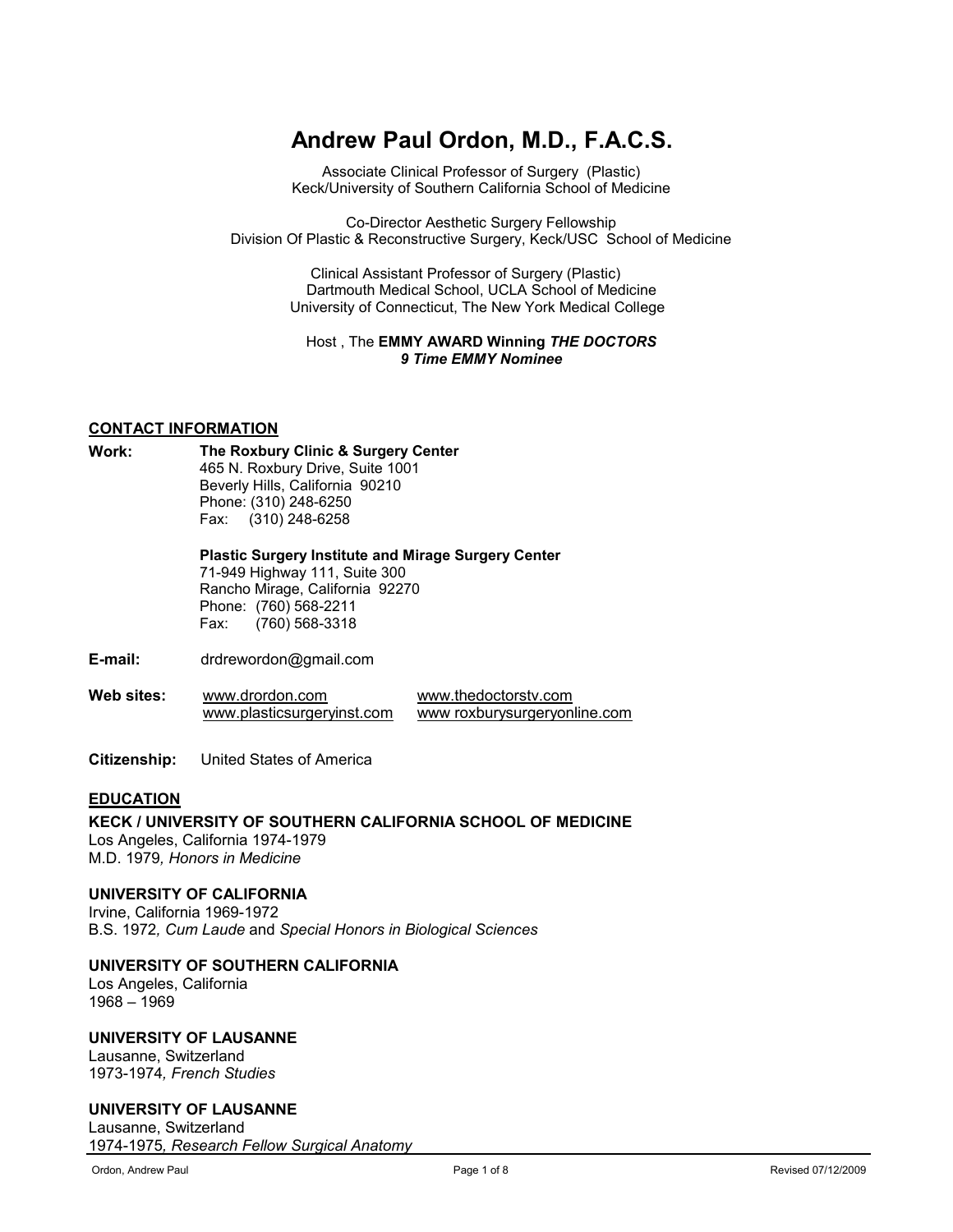# Andrew Paul Ordon, M.D., F.A.C.S.

Associate Clinical Professor of Surgery (Plastic)
Keck/University of Southern California School of Medicine

Co-Director Aesthetic Surgery Fellowship
Division Of Plastic & Reconstructive Surgery, Keck/USC School of Medicine

Clinical Assistant Professor of Surgery (Plastic)
Dartmouth Medical School, UCLA School of Medicine
University of Connecticut, The New York Medical College

Host , The **EMMY AWARD Winning *THE DOCTORS***
***9 Time EMMY Nominee***

## CONTACT INFORMATION

**Work:**

**The Roxbury Clinic & Surgery Center**
465 N. Roxbury Drive, Suite 1001
Beverly Hills, California 90210
Phone: (310) 248-6250
Fax: (310) 248-6258

**Plastic Surgery Institute and Mirage Surgery Center**
71-949 Highway 111, Suite 300
Rancho Mirage, California 92270
Phone: (760) 568-2211
Fax: (760) 568-3318

**E-mail:** drdrewordon@gmail.com

**Web sites:** www.drordon.com, www.thedoctorstv.com, www.plasticsurgeryinst.com, www roxburysurgeryonline.com

**Citizenship:** United States of America

## EDUCATION

**KECK / UNIVERSITY OF SOUTHERN CALIFORNIA SCHOOL OF MEDICINE**
Los Angeles, California 1974-1979
M.D. 1979*, Honors in Medicine*

**UNIVERSITY OF CALIFORNIA**
Irvine, California 1969-1972
B.S. 1972*, Cum Laude* and *Special Honors in Biological Sciences*

**UNIVERSITY OF SOUTHERN CALIFORNIA**
Los Angeles, California
1968 – 1969

**UNIVERSITY OF LAUSANNE**
Lausanne, Switzerland
1973-1974*, French Studies*

**UNIVERSITY OF LAUSANNE**
Lausanne, Switzerland
1974-1975*, Research Fellow Surgical Anatomy*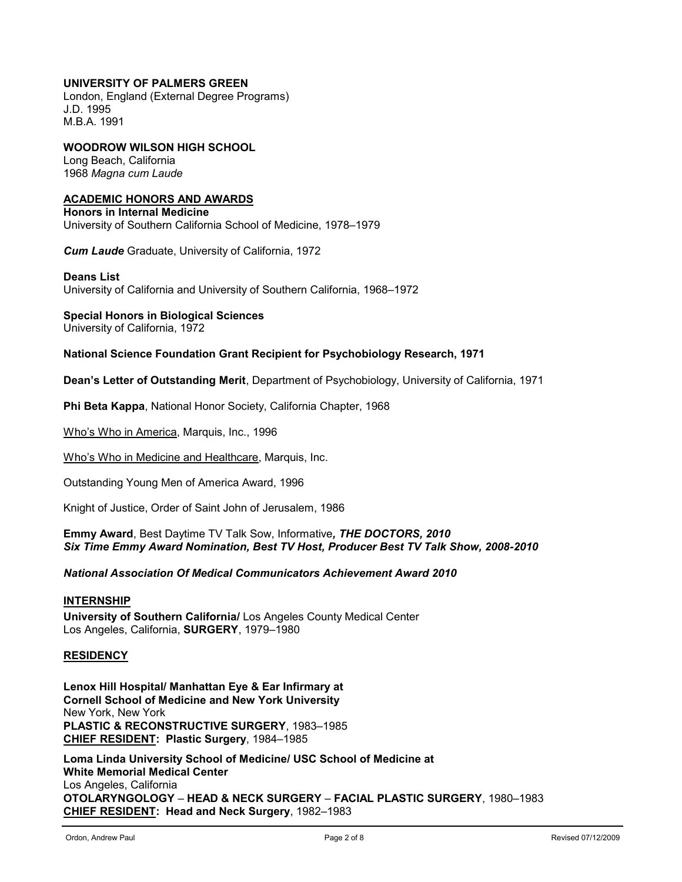**UNIVERSITY OF PALMERS GREEN**
London, England (External Degree Programs)
J.D. 1995
M.B.A. 1991

**WOODROW WILSON HIGH SCHOOL**
Long Beach, California
1968 *Magna cum Laude*

## ACADEMIC HONORS AND AWARDS

**Honors in Internal Medicine**
University of Southern California School of Medicine, 1978–1979

***Cum Laude*** Graduate, University of California, 1972

**Deans List**
University of California and University of Southern California, 1968–1972

**Special Honors in Biological Sciences**
University of California, 1972

**National Science Foundation Grant Recipient for Psychobiology Research, 1971**

**Dean's Letter of Outstanding Merit**, Department of Psychobiology, University of California, 1971

**Phi Beta Kappa**, National Honor Society, California Chapter, 1968

Who's Who in America, Marquis, Inc., 1996

Who's Who in Medicine and Healthcare, Marquis, Inc.

Outstanding Young Men of America Award, 1996

Knight of Justice, Order of Saint John of Jerusalem, 1986

**Emmy Award**, Best Daytime TV Talk Sow, Informative***, THE DOCTORS, 2010***
***Six Time Emmy Award Nomination, Best TV Host, Producer Best TV Talk Show, 2008-2010***

***National Association Of Medical Communicators Achievement Award 2010***

## INTERNSHIP

**University of Southern California/** Los Angeles County Medical Center
Los Angeles, California, **SURGERY**, 1979–1980

## RESIDENCY

**Lenox Hill Hospital/ Manhattan Eye & Ear Infirmary at**
**Cornell School of Medicine and New York University**
New York, New York
**PLASTIC & RECONSTRUCTIVE SURGERY**, 1983–1985
**CHIEF RESIDENT: Plastic Surgery**, 1984–1985

**Loma Linda University School of Medicine/ USC School of Medicine at**
**White Memorial Medical Center**
Los Angeles, California
**OTOLARYNGOLOGY** – **HEAD & NECK SURGERY** – **FACIAL PLASTIC SURGERY**, 1980–1983
**CHIEF RESIDENT: Head and Neck Surgery**, 1982–1983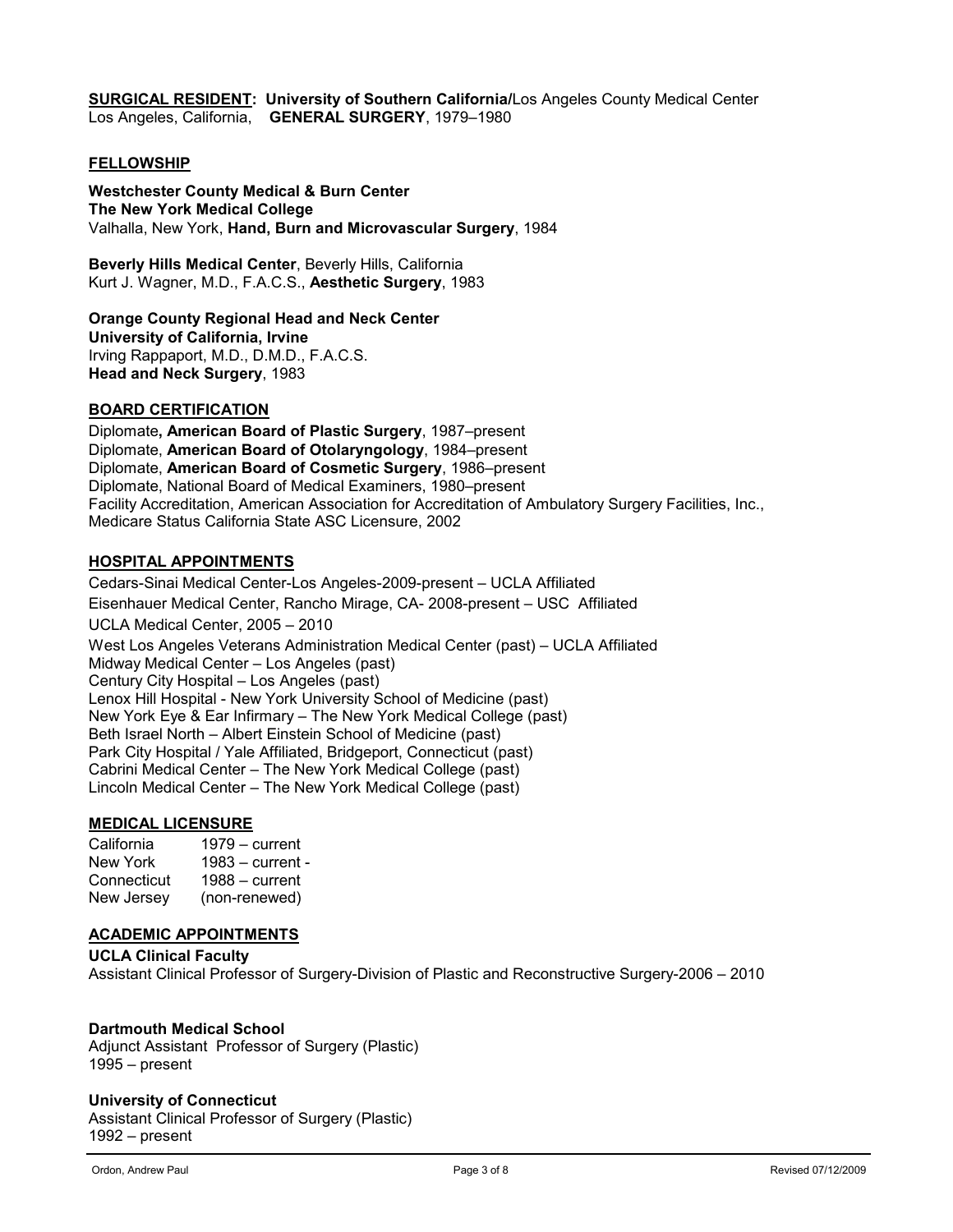**SURGICAL RESIDENT: University of Southern California/**Los Angeles County Medical Center
Los Angeles, California, **GENERAL SURGERY**, 1979–1980

## FELLOWSHIP

**Westchester County Medical & Burn Center**
**The New York Medical College**
Valhalla, New York, **Hand, Burn and Microvascular Surgery**, 1984

**Beverly Hills Medical Center**, Beverly Hills, California
Kurt J. Wagner, M.D., F.A.C.S., **Aesthetic Surgery**, 1983

**Orange County Regional Head and Neck Center**
**University of California, Irvine**
Irving Rappaport, M.D., D.M.D., F.A.C.S.
**Head and Neck Surgery**, 1983

## BOARD CERTIFICATION

Diplomate**, American Board of Plastic Surgery**, 1987–present
Diplomate, **American Board of Otolaryngology**, 1984–present
Diplomate, **American Board of Cosmetic Surgery**, 1986–present
Diplomate, National Board of Medical Examiners, 1980–present
Facility Accreditation, American Association for Accreditation of Ambulatory Surgery Facilities, Inc., Medicare Status California State ASC Licensure, 2002

## HOSPITAL APPOINTMENTS

Cedars-Sinai Medical Center-Los Angeles-2009-present – UCLA Affiliated
Eisenhauer Medical Center, Rancho Mirage, CA- 2008-present – USC Affiliated
UCLA Medical Center, 2005 – 2010
West Los Angeles Veterans Administration Medical Center (past) – UCLA Affiliated
Midway Medical Center – Los Angeles (past)
Century City Hospital – Los Angeles (past)
Lenox Hill Hospital - New York University School of Medicine (past)
New York Eye & Ear Infirmary – The New York Medical College (past)
Beth Israel North – Albert Einstein School of Medicine (past)
Park City Hospital / Yale Affiliated, Bridgeport, Connecticut (past)
Cabrini Medical Center – The New York Medical College (past)
Lincoln Medical Center – The New York Medical College (past)

## MEDICAL LICENSURE

| | |
|---|---|
| California | 1979 – current |
| New York | 1983 – current - |
| Connecticut | 1988 – current |
| New Jersey | (non-renewed) |

## ACADEMIC APPOINTMENTS

**UCLA Clinical Faculty**
Assistant Clinical Professor of Surgery-Division of Plastic and Reconstructive Surgery-2006 – 2010

**Dartmouth Medical School**
Adjunct Assistant Professor of Surgery (Plastic)
1995 – present

**University of Connecticut**
Assistant Clinical Professor of Surgery (Plastic)
1992 – present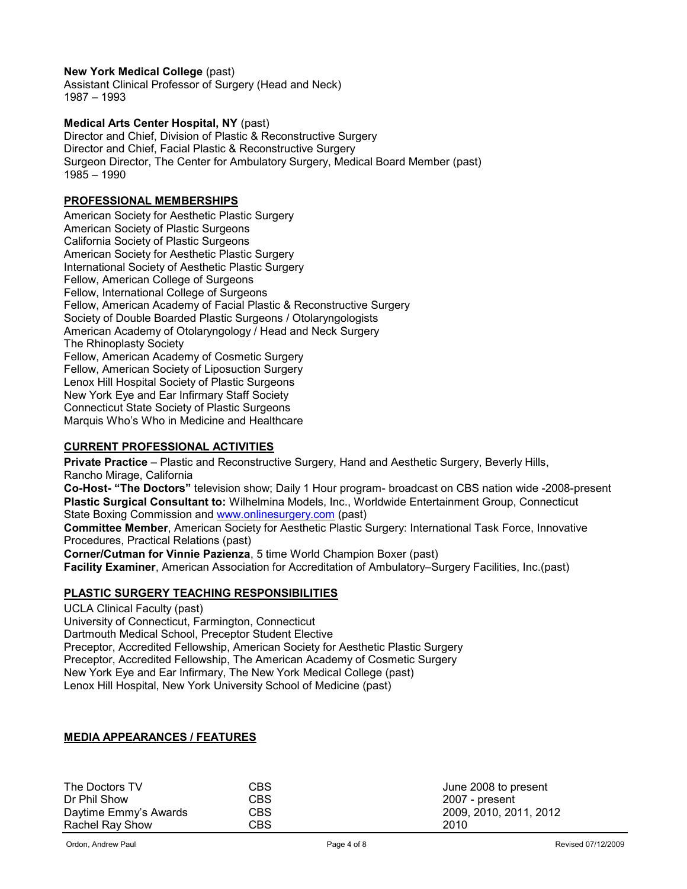**New York Medical College** (past)
Assistant Clinical Professor of Surgery (Head and Neck)
1987 – 1993

**Medical Arts Center Hospital, NY** (past)
Director and Chief, Division of Plastic & Reconstructive Surgery
Director and Chief, Facial Plastic & Reconstructive Surgery
Surgeon Director, The Center for Ambulatory Surgery, Medical Board Member (past)
1985 – 1990

## PROFESSIONAL MEMBERSHIPS

American Society for Aesthetic Plastic Surgery
American Society of Plastic Surgeons
California Society of Plastic Surgeons
American Society for Aesthetic Plastic Surgery
International Society of Aesthetic Plastic Surgery
Fellow, American College of Surgeons
Fellow, International College of Surgeons
Fellow, American Academy of Facial Plastic & Reconstructive Surgery
Society of Double Boarded Plastic Surgeons / Otolaryngologists
American Academy of Otolaryngology / Head and Neck Surgery
The Rhinoplasty Society
Fellow, American Academy of Cosmetic Surgery
Fellow, American Society of Liposuction Surgery
Lenox Hill Hospital Society of Plastic Surgeons
New York Eye and Ear Infirmary Staff Society
Connecticut State Society of Plastic Surgeons
Marquis Who's Who in Medicine and Healthcare

## CURRENT PROFESSIONAL ACTIVITIES

**Private Practice** – Plastic and Reconstructive Surgery, Hand and Aesthetic Surgery, Beverly Hills, Rancho Mirage, California
**Co-Host- "The Doctors"** television show; Daily 1 Hour program- broadcast on CBS nation wide -2008-present
**Plastic Surgical Consultant to:** Wilhelmina Models, Inc., Worldwide Entertainment Group, Connecticut State Boxing Commission and www.onlinesurgery.com (past)
**Committee Member**, American Society for Aesthetic Plastic Surgery: International Task Force, Innovative Procedures, Practical Relations (past)
**Corner/Cutman for Vinnie Pazienza**, 5 time World Champion Boxer (past)
**Facility Examiner**, American Association for Accreditation of Ambulatory–Surgery Facilities, Inc.(past)

## PLASTIC SURGERY TEACHING RESPONSIBILITIES

UCLA Clinical Faculty (past)
University of Connecticut, Farmington, Connecticut
Dartmouth Medical School, Preceptor Student Elective
Preceptor, Accredited Fellowship, American Society for Aesthetic Plastic Surgery
Preceptor, Accredited Fellowship, The American Academy of Cosmetic Surgery
New York Eye and Ear Infirmary, The New York Medical College (past)
Lenox Hill Hospital, New York University School of Medicine (past)

## MEDIA APPEARANCES / FEATURES

| | | |
|---|---|---|
| The Doctors TV | CBS | June 2008 to present |
| Dr Phil Show | CBS | 2007 - present |
| Daytime Emmy's Awards | CBS | 2009, 2010, 2011, 2012 |
| Rachel Ray Show | CBS | 2010 |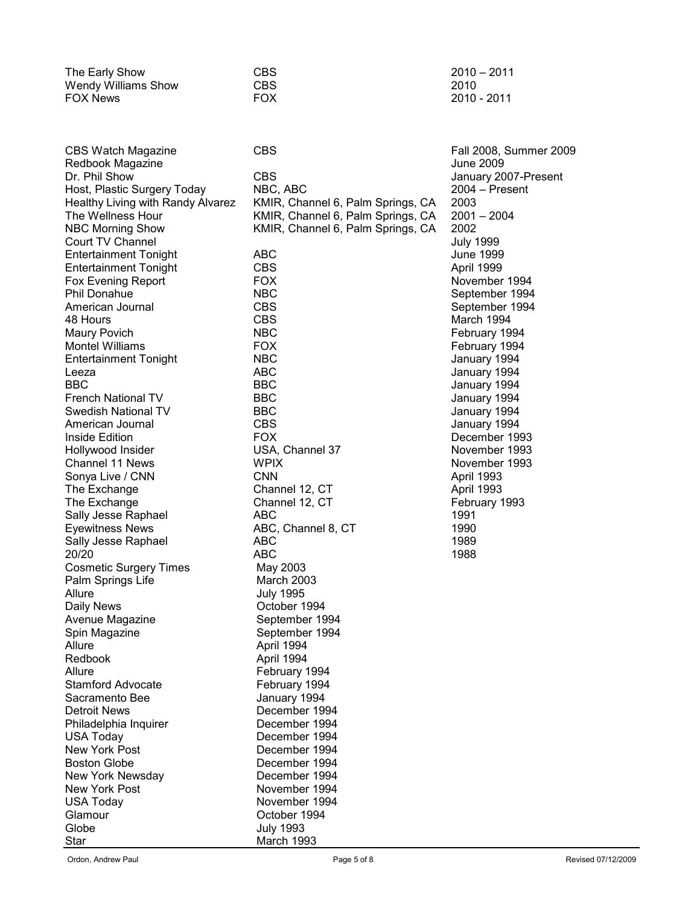| | | |
|---|---|---|
| The Early Show | CBS | 2010 – 2011 |
| Wendy Williams Show | CBS | 2010 |
| FOX News | FOX | 2010 - 2011 |

| | | |
|---|---|---|
| CBS Watch Magazine | CBS | Fall 2008, Summer 2009 |
| Redbook Magazine | | June 2009 |
| Dr. Phil Show | CBS | January 2007-Present |
| Host, Plastic Surgery Today | NBC, ABC | 2004 – Present |
| Healthy Living with Randy Alvarez | KMIR, Channel 6, Palm Springs, CA | 2003 |
| The Wellness Hour | KMIR, Channel 6, Palm Springs, CA | 2001 – 2004 |
| NBC Morning Show | KMIR, Channel 6, Palm Springs, CA | 2002 |
| Court TV Channel | | July 1999 |
| Entertainment Tonight | ABC | June 1999 |
| Entertainment Tonight | CBS | April 1999 |
| Fox Evening Report | FOX | November 1994 |
| Phil Donahue | NBC | September 1994 |
| American Journal | CBS | September 1994 |
| 48 Hours | CBS | March 1994 |
| Maury Povich | NBC | February 1994 |
| Montel Williams | FOX | February 1994 |
| Entertainment Tonight | NBC | January 1994 |
| Leeza | ABC | January 1994 |
| BBC | BBC | January 1994 |
| French National TV | BBC | January 1994 |
| Swedish National TV | BBC | January 1994 |
| American Journal | CBS | January 1994 |
| Inside Edition | FOX | December 1993 |
| Hollywood Insider | USA, Channel 37 | November 1993 |
| Channel 11 News | WPIX | November 1993 |
| Sonya Live / CNN | CNN | April 1993 |
| The Exchange | Channel 12, CT | April 1993 |
| The Exchange | Channel 12, CT | February 1993 |
| Sally Jesse Raphael | ABC | 1991 |
| Eyewitness News | ABC, Channel 8, CT | 1990 |
| Sally Jesse Raphael | ABC | 1989 |
| 20/20 | ABC | 1988 |
| Cosmetic Surgery Times | May 2003 | |
| Palm Springs Life | March 2003 | |
| Allure | July 1995 | |
| Daily News | October 1994 | |
| Avenue Magazine | September 1994 | |
| Spin Magazine | September 1994 | |
| Allure | April 1994 | |
| Redbook | April 1994 | |
| Allure | February 1994 | |
| Stamford Advocate | February 1994 | |
| Sacramento Bee | January 1994 | |
| Detroit News | December 1994 | |
| Philadelphia Inquirer | December 1994 | |
| USA Today | December 1994 | |
| New York Post | December 1994 | |
| Boston Globe | December 1994 | |
| New York Newsday | December 1994 | |
| New York Post | November 1994 | |
| USA Today | November 1994 | |
| Glamour | October 1994 | |
| Globe | July 1993 | |
| Star | March 1993 | |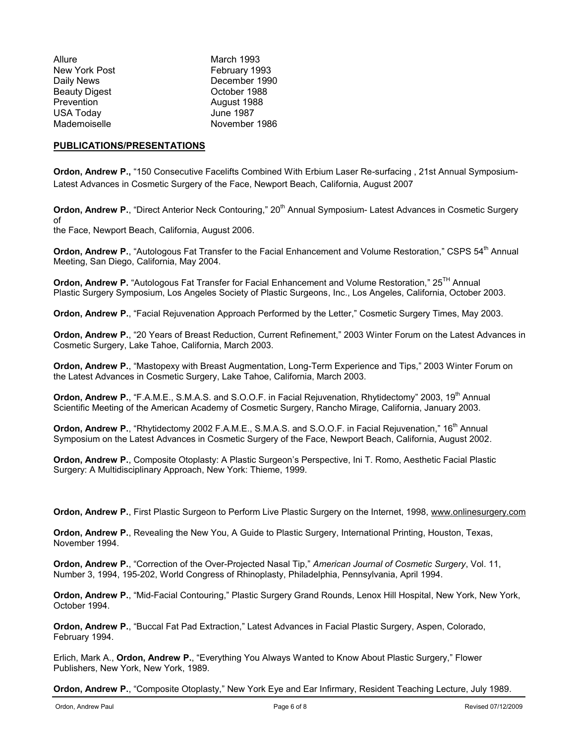| | |
|---|---|
| Allure | March 1993 |
| New York Post | February 1993 |
| Daily News | December 1990 |
| Beauty Digest | October 1988 |
| Prevention | August 1988 |
| USA Today | June 1987 |
| Mademoiselle | November 1986 |

## PUBLICATIONS/PRESENTATIONS

**Ordon, Andrew P.,** "150 Consecutive Facelifts Combined With Erbium Laser Re-surfacing , 21st Annual Symposium-Latest Advances in Cosmetic Surgery of the Face, Newport Beach, California, August 2007

**Ordon, Andrew P.**, "Direct Anterior Neck Contouring," 20th Annual Symposium- Latest Advances in Cosmetic Surgery of the Face, Newport Beach, California, August 2006.

**Ordon, Andrew P.**, "Autologous Fat Transfer to the Facial Enhancement and Volume Restoration," CSPS 54th Annual Meeting, San Diego, California, May 2004.

**Ordon, Andrew P.** "Autologous Fat Transfer for Facial Enhancement and Volume Restoration," 25TH Annual Plastic Surgery Symposium, Los Angeles Society of Plastic Surgeons, Inc., Los Angeles, California, October 2003.

**Ordon, Andrew P.**, "Facial Rejuvenation Approach Performed by the Letter," Cosmetic Surgery Times, May 2003.

**Ordon, Andrew P.**, "20 Years of Breast Reduction, Current Refinement," 2003 Winter Forum on the Latest Advances in Cosmetic Surgery, Lake Tahoe, California, March 2003.

**Ordon, Andrew P.**, "Mastopexy with Breast Augmentation, Long-Term Experience and Tips," 2003 Winter Forum on the Latest Advances in Cosmetic Surgery, Lake Tahoe, California, March 2003.

**Ordon, Andrew P.**, "F.A.M.E., S.M.A.S. and S.O.O.F. in Facial Rejuvenation, Rhytidectomy" 2003, 19th Annual Scientific Meeting of the American Academy of Cosmetic Surgery, Rancho Mirage, California, January 2003.

**Ordon, Andrew P.**, "Rhytidectomy 2002 F.A.M.E., S.M.A.S. and S.O.O.F. in Facial Rejuvenation," 16th Annual Symposium on the Latest Advances in Cosmetic Surgery of the Face, Newport Beach, California, August 2002.

**Ordon, Andrew P.**, Composite Otoplasty: A Plastic Surgeon's Perspective, Ini T. Romo, Aesthetic Facial Plastic Surgery: A Multidisciplinary Approach, New York: Thieme, 1999.

**Ordon, Andrew P.**, First Plastic Surgeon to Perform Live Plastic Surgery on the Internet, 1998, www.onlinesurgery.com

**Ordon, Andrew P.**, Revealing the New You, A Guide to Plastic Surgery, International Printing, Houston, Texas, November 1994.

**Ordon, Andrew P.**, "Correction of the Over-Projected Nasal Tip," *American Journal of Cosmetic Surgery*, Vol. 11, Number 3, 1994, 195-202, World Congress of Rhinoplasty, Philadelphia, Pennsylvania, April 1994.

**Ordon, Andrew P.**, "Mid-Facial Contouring," Plastic Surgery Grand Rounds, Lenox Hill Hospital, New York, New York, October 1994.

**Ordon, Andrew P.**, "Buccal Fat Pad Extraction," Latest Advances in Facial Plastic Surgery, Aspen, Colorado, February 1994.

Erlich, Mark A., **Ordon, Andrew P.**, "Everything You Always Wanted to Know About Plastic Surgery," Flower Publishers, New York, New York, 1989.

**Ordon, Andrew P.**, "Composite Otoplasty," New York Eye and Ear Infirmary, Resident Teaching Lecture, July 1989.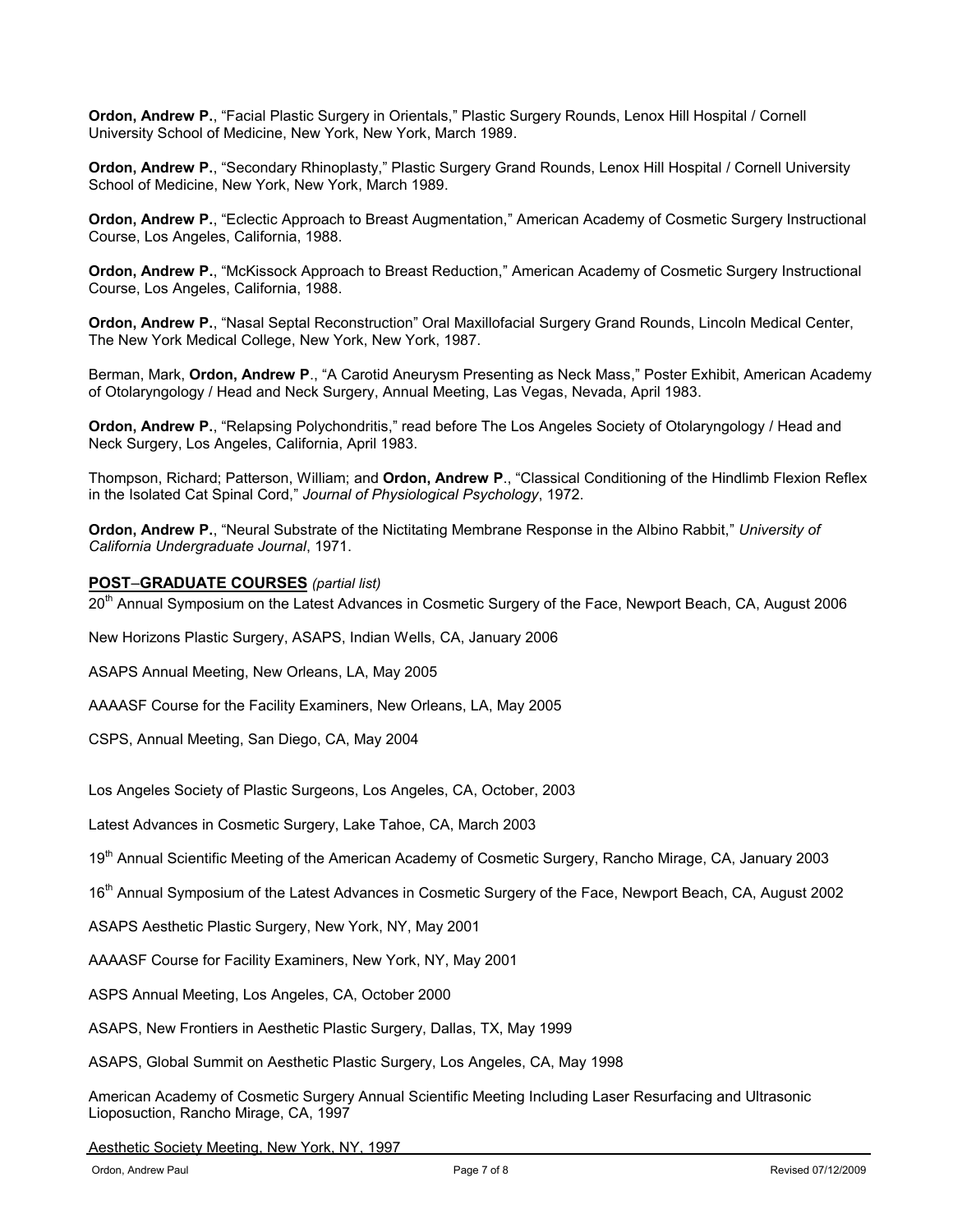**Ordon, Andrew P.**, "Facial Plastic Surgery in Orientals," Plastic Surgery Rounds, Lenox Hill Hospital / Cornell University School of Medicine, New York, New York, March 1989.

**Ordon, Andrew P.**, "Secondary Rhinoplasty," Plastic Surgery Grand Rounds, Lenox Hill Hospital / Cornell University School of Medicine, New York, New York, March 1989.

**Ordon, Andrew P.**, "Eclectic Approach to Breast Augmentation," American Academy of Cosmetic Surgery Instructional Course, Los Angeles, California, 1988.

**Ordon, Andrew P.**, "McKissock Approach to Breast Reduction," American Academy of Cosmetic Surgery Instructional Course, Los Angeles, California, 1988.

**Ordon, Andrew P.**, "Nasal Septal Reconstruction" Oral Maxillofacial Surgery Grand Rounds, Lincoln Medical Center, The New York Medical College, New York, New York, 1987.

Berman, Mark, **Ordon, Andrew P**., "A Carotid Aneurysm Presenting as Neck Mass," Poster Exhibit, American Academy of Otolaryngology / Head and Neck Surgery, Annual Meeting, Las Vegas, Nevada, April 1983.

**Ordon, Andrew P.**, "Relapsing Polychondritis," read before The Los Angeles Society of Otolaryngology / Head and Neck Surgery, Los Angeles, California, April 1983.

Thompson, Richard; Patterson, William; and **Ordon, Andrew P**., "Classical Conditioning of the Hindlimb Flexion Reflex in the Isolated Cat Spinal Cord," *Journal of Physiological Psychology*, 1972.

**Ordon, Andrew P.**, "Neural Substrate of the Nictitating Membrane Response in the Albino Rabbit," *University of California Undergraduate Journal*, 1971.

## POST–GRADUATE COURSES *(partial list)*

20th Annual Symposium on the Latest Advances in Cosmetic Surgery of the Face, Newport Beach, CA, August 2006

New Horizons Plastic Surgery, ASAPS, Indian Wells, CA, January 2006

ASAPS Annual Meeting, New Orleans, LA, May 2005

AAAASF Course for the Facility Examiners, New Orleans, LA, May 2005

CSPS, Annual Meeting, San Diego, CA, May 2004

Los Angeles Society of Plastic Surgeons, Los Angeles, CA, October, 2003

Latest Advances in Cosmetic Surgery, Lake Tahoe, CA, March 2003

19th Annual Scientific Meeting of the American Academy of Cosmetic Surgery, Rancho Mirage, CA, January 2003

16th Annual Symposium of the Latest Advances in Cosmetic Surgery of the Face, Newport Beach, CA, August 2002

ASAPS Aesthetic Plastic Surgery, New York, NY, May 2001

AAAASF Course for Facility Examiners, New York, NY, May 2001

ASPS Annual Meeting, Los Angeles, CA, October 2000

ASAPS, New Frontiers in Aesthetic Plastic Surgery, Dallas, TX, May 1999

ASAPS, Global Summit on Aesthetic Plastic Surgery, Los Angeles, CA, May 1998

American Academy of Cosmetic Surgery Annual Scientific Meeting Including Laser Resurfacing and Ultrasonic Lioposuction, Rancho Mirage, CA, 1997

Aesthetic Society Meeting, New York, NY, 1997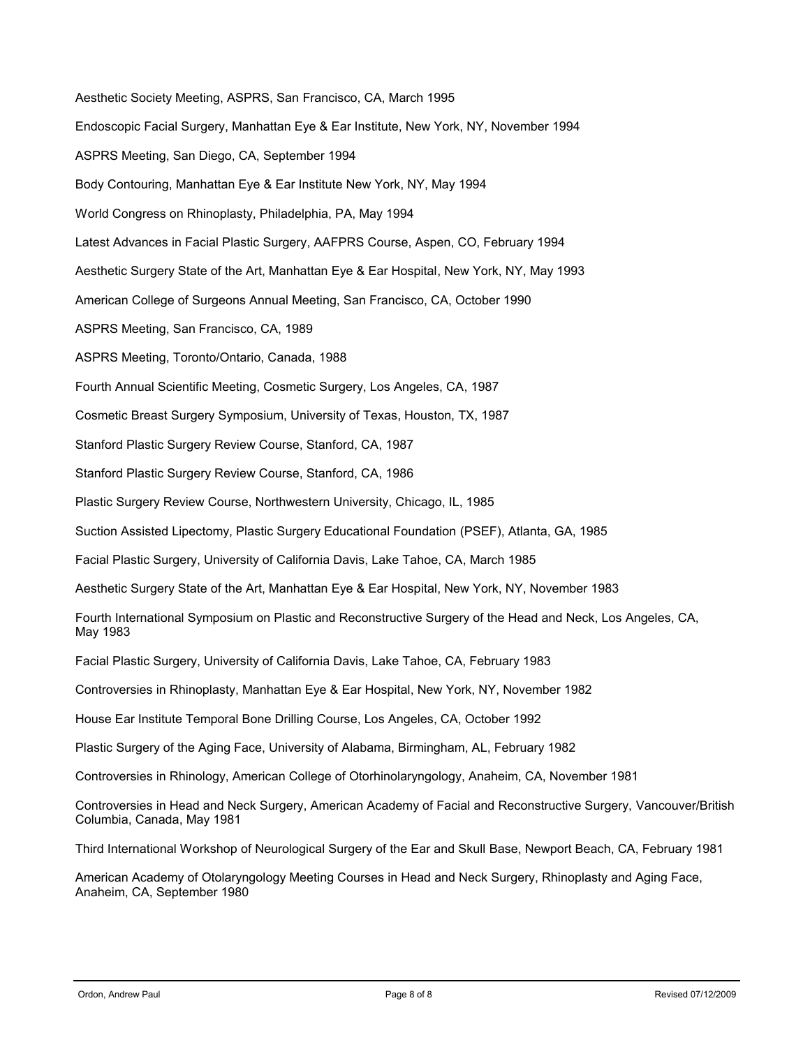Aesthetic Society Meeting, ASPRS, San Francisco, CA, March 1995

Endoscopic Facial Surgery, Manhattan Eye & Ear Institute, New York, NY, November 1994

ASPRS Meeting, San Diego, CA, September 1994

Body Contouring, Manhattan Eye & Ear Institute New York, NY, May 1994

World Congress on Rhinoplasty, Philadelphia, PA, May 1994

Latest Advances in Facial Plastic Surgery, AAFPRS Course, Aspen, CO, February 1994

Aesthetic Surgery State of the Art, Manhattan Eye & Ear Hospital, New York, NY, May 1993

American College of Surgeons Annual Meeting, San Francisco, CA, October 1990

ASPRS Meeting, San Francisco, CA, 1989

ASPRS Meeting, Toronto/Ontario, Canada, 1988

Fourth Annual Scientific Meeting, Cosmetic Surgery, Los Angeles, CA, 1987

Cosmetic Breast Surgery Symposium, University of Texas, Houston, TX, 1987

Stanford Plastic Surgery Review Course, Stanford, CA, 1987

Stanford Plastic Surgery Review Course, Stanford, CA, 1986

Plastic Surgery Review Course, Northwestern University, Chicago, IL, 1985

Suction Assisted Lipectomy, Plastic Surgery Educational Foundation (PSEF), Atlanta, GA, 1985

Facial Plastic Surgery, University of California Davis, Lake Tahoe, CA, March 1985

Aesthetic Surgery State of the Art, Manhattan Eye & Ear Hospital, New York, NY, November 1983

Fourth International Symposium on Plastic and Reconstructive Surgery of the Head and Neck, Los Angeles, CA, May 1983

Facial Plastic Surgery, University of California Davis, Lake Tahoe, CA, February 1983

Controversies in Rhinoplasty, Manhattan Eye & Ear Hospital, New York, NY, November 1982

House Ear Institute Temporal Bone Drilling Course, Los Angeles, CA, October 1992

Plastic Surgery of the Aging Face, University of Alabama, Birmingham, AL, February 1982

Controversies in Rhinology, American College of Otorhinolaryngology, Anaheim, CA, November 1981

Controversies in Head and Neck Surgery, American Academy of Facial and Reconstructive Surgery, Vancouver/British Columbia, Canada, May 1981

Third International Workshop of Neurological Surgery of the Ear and Skull Base, Newport Beach, CA, February 1981

American Academy of Otolaryngology Meeting Courses in Head and Neck Surgery, Rhinoplasty and Aging Face, Anaheim, CA, September 1980